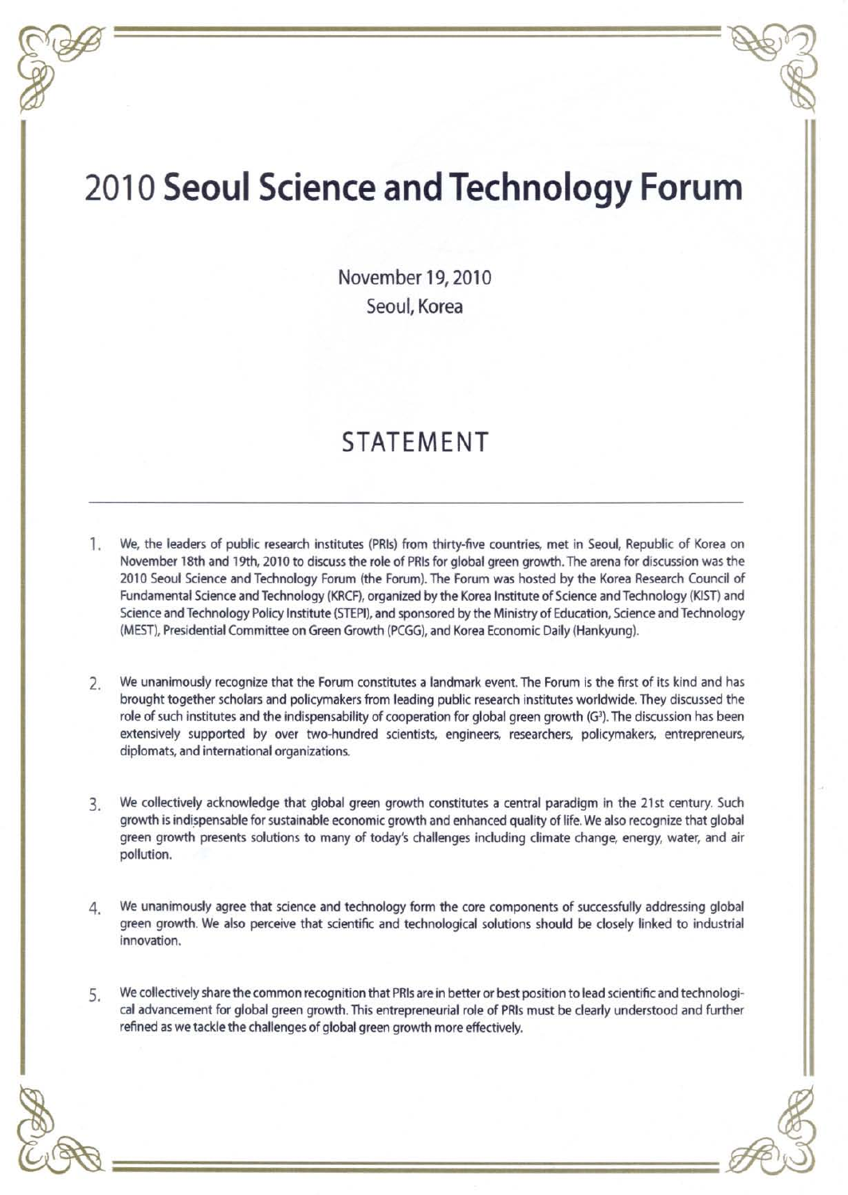# 2010 **Seoul Science and Technology Forum**

November 19, 2010
Seoul, Korea

## STATEMENT

---

1. We, the leaders of public research institutes (PRIs) from thirty-five countries, met in Seoul, Republic of Korea on November 18th and 19th, 2010 to discuss the role of PRIs for global green growth. The arena for discussion was the 2010 Seoul Science and Technology Forum (the Forum). The Forum was hosted by the Korea Research Council of Fundamental Science and Technology (KRCF), organized by the Korea Institute of Science and Technology (KIST) and Science and Technology Policy Institute (STEPI), and sponsored by the Ministry of Education, Science and Technology (MEST), Presidential Committee on Green Growth (PCGG), and Korea Economic Daily (Hankyung).

2. We unanimously recognize that the Forum constitutes a landmark event. The Forum is the first of its kind and has brought together scholars and policymakers from leading public research institutes worldwide. They discussed the role of such institutes and the indispensability of cooperation for global green growth ($G^3$). The discussion has been extensively supported by over two-hundred scientists, engineers, researchers, policymakers, entrepreneurs, diplomats, and international organizations.

3. We collectively acknowledge that global green growth constitutes a central paradigm in the 21st century. Such growth is indispensable for sustainable economic growth and enhanced quality of life. We also recognize that global green growth presents solutions to many of today's challenges including climate change, energy, water, and air pollution.

4. We unanimously agree that science and technology form the core components of successfully addressing global green growth. We also perceive that scientific and technological solutions should be closely linked to industrial innovation.

5. We collectively share the common recognition that PRIs are in better or best position to lead scientific and technological advancement for global green growth. This entrepreneurial role of PRIs must be clearly understood and further refined as we tackle the challenges of global green growth more effectively.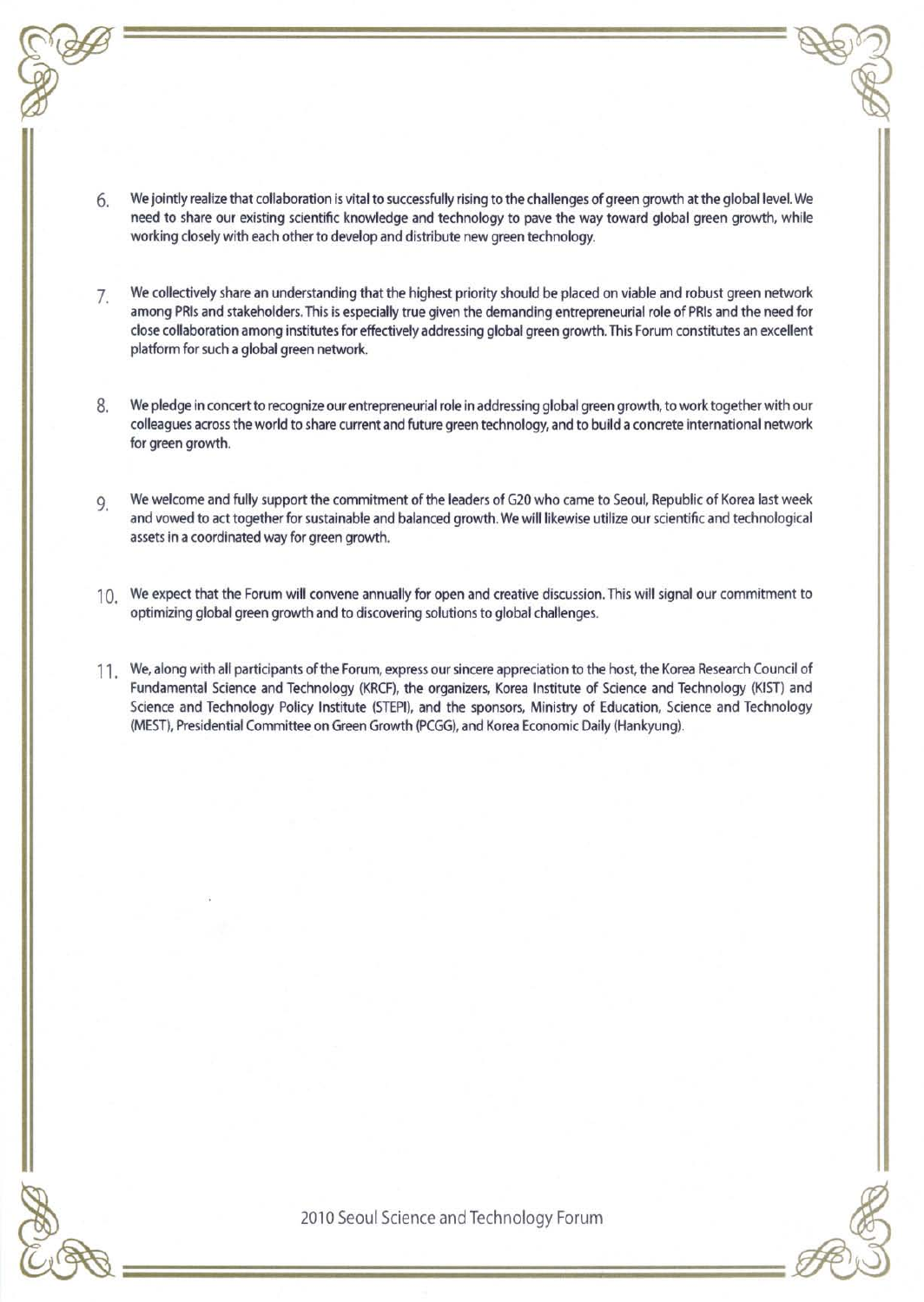6. We jointly realize that collaboration is vital to successfully rising to the challenges of green growth at the global level. We need to share our existing scientific knowledge and technology to pave the way toward global green growth, while working closely with each other to develop and distribute new green technology.

7. We collectively share an understanding that the highest priority should be placed on viable and robust green network among PRIs and stakeholders. This is especially true given the demanding entrepreneurial role of PRIs and the need for close collaboration among institutes for effectively addressing global green growth. This Forum constitutes an excellent platform for such a global green network.

8. We pledge in concert to recognize our entrepreneurial role in addressing global green growth, to work together with our colleagues across the world to share current and future green technology, and to build a concrete international network for green growth.

9. We welcome and fully support the commitment of the leaders of G20 who came to Seoul, Republic of Korea last week and vowed to act together for sustainable and balanced growth. We will likewise utilize our scientific and technological assets in a coordinated way for green growth.

10. We expect that the Forum will convene annually for open and creative discussion. This will signal our commitment to optimizing global green growth and to discovering solutions to global challenges.

11. We, along with all participants of the Forum, express our sincere appreciation to the host, the Korea Research Council of Fundamental Science and Technology (KRCF), the organizers, Korea Institute of Science and Technology (KIST) and Science and Technology Policy Institute (STEPI), and the sponsors, Ministry of Education, Science and Technology (MEST), Presidential Committee on Green Growth (PCGG), and Korea Economic Daily (Hankyung).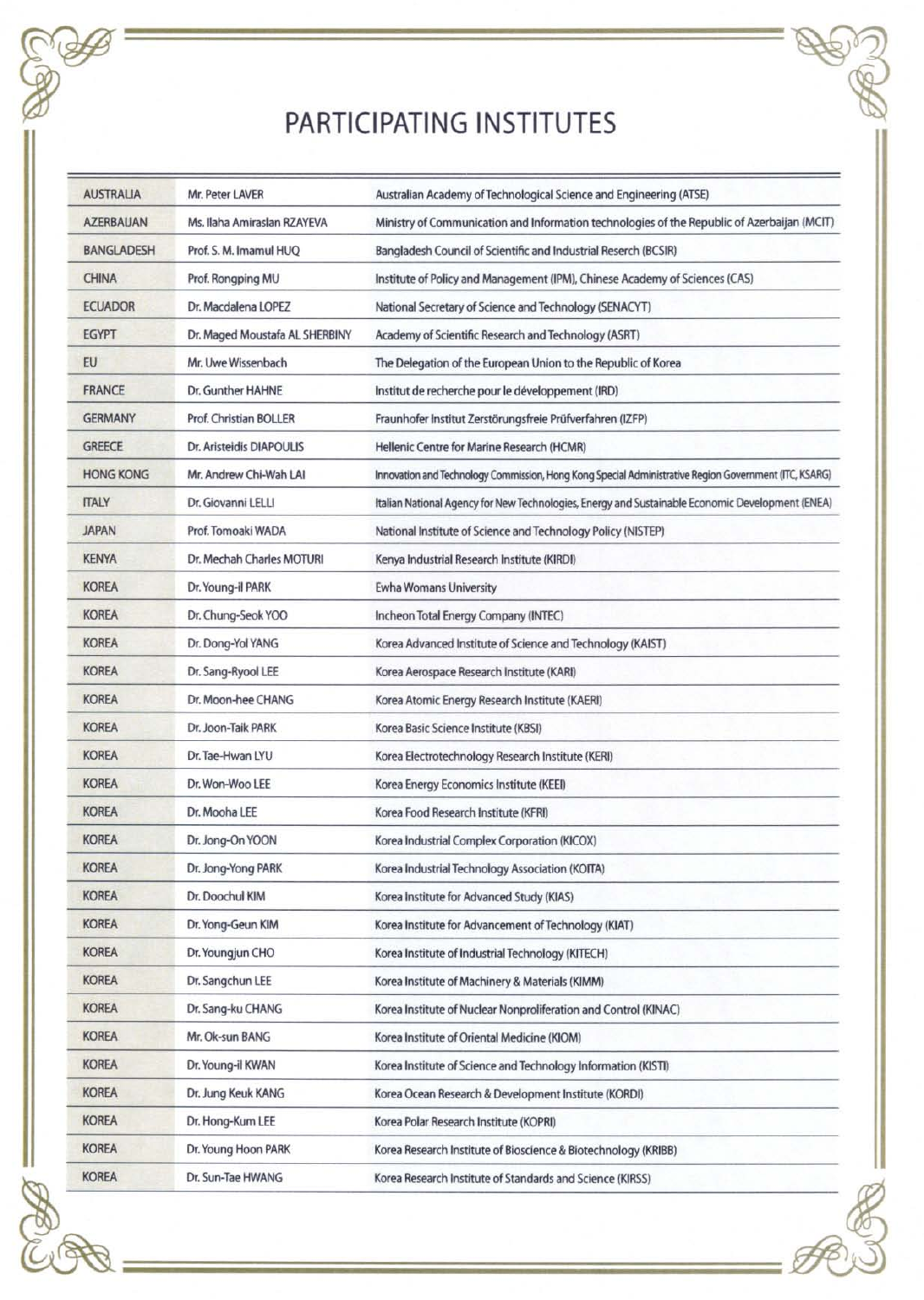# PARTICIPATING INSTITUTES

| | | |
|---|---|---|
| AUSTRALIA | Mr. Peter LAVER | Australian Academy of Technological Science and Engineering (ATSE) |
| AZERBAIJAN | Ms. Ilaha Amiraslan RZAYEVA | Ministry of Communication and Information technologies of the Republic of Azerbaijan (MCIT) |
| BANGLADESH | Prof. S. M. Imamul HUQ | Bangladesh Council of Scientific and Industrial Reserch (BCSIR) |
| CHINA | Prof. Rongping MU | Institute of Policy and Management (IPM), Chinese Academy of Sciences (CAS) |
| ECUADOR | Dr. Macdalena LOPEZ | National Secretary of Science and Technology (SENACYT) |
| EGYPT | Dr. Maged Moustafa AL SHERBINY | Academy of Scientific Research and Technology (ASRT) |
| EU | Mr. Uwe Wissenbach | The Delegation of the European Union to the Republic of Korea |
| FRANCE | Dr. Gunther HAHNE | Institut de recherche pour le développement (IRD) |
| GERMANY | Prof. Christian BOLLER | Fraunhofer Institut Zerstörungsfreie Prüfverfahren (IZFP) |
| GREECE | Dr. Aristeidis DIAPOULIS | Hellenic Centre for Marine Research (HCMR) |
| HONG KONG | Mr. Andrew Chi-Wah LAI | Innovation and Technology Commission, Hong Kong Special Administrative Region Government (ITC, KSARG) |
| ITALY | Dr. Giovanni LELLI | Italian National Agency for New Technologies, Energy and Sustainable Economic Development (ENEA) |
| JAPAN | Prof. Tomoaki WADA | National Institute of Science and Technology Policy (NISTEP) |
| KENYA | Dr. Mechah Charles MOTURI | Kenya Industrial Research Institute (KIRDI) |
| KOREA | Dr. Young-il PARK | Ewha Womans University |
| KOREA | Dr. Chung-Seok YOO | Incheon Total Energy Company (INTEC) |
| KOREA | Dr. Dong-Yol YANG | Korea Advanced Institute of Science and Technology (KAIST) |
| KOREA | Dr. Sang-Ryool LEE | Korea Aerospace Research Institute (KARI) |
| KOREA | Dr. Moon-hee CHANG | Korea Atomic Energy Research Institute (KAERI) |
| KOREA | Dr. Joon-Taik PARK | Korea Basic Science Institute (KBSI) |
| KOREA | Dr. Tae-Hwan LYU | Korea Electrotechnology Research Institute (KERI) |
| KOREA | Dr. Won-Woo LEE | Korea Energy Economics Institute (KEEI) |
| KOREA | Dr. Mooha LEE | Korea Food Research Institute (KFRI) |
| KOREA | Dr. Jong-On YOON | Korea Industrial Complex Corporation (KICOX) |
| KOREA | Dr. Jong-Yong PARK | Korea Industrial Technology Association (KOITA) |
| KOREA | Dr. Doochul KIM | Korea Institute for Advanced Study (KIAS) |
| KOREA | Dr. Yong-Geun KIM | Korea Institute for Advancement of Technology (KIAT) |
| KOREA | Dr. Youngjun CHO | Korea Institute of Industrial Technology (KITECH) |
| KOREA | Dr. Sangchun LEE | Korea Institute of Machinery & Materials (KIMM) |
| KOREA | Dr. Sang-ku CHANG | Korea Institute of Nuclear Nonproliferation and Control (KINAC) |
| KOREA | Mr. Ok-sun BANG | Korea Institute of Oriental Medicine (KIOM) |
| KOREA | Dr. Young-il KWAN | Korea Institute of Science and Technology Information (KISTI) |
| KOREA | Dr. Jung Keuk KANG | Korea Ocean Research & Development Institute (KORDI) |
| KOREA | Dr. Hong-Kum LEE | Korea Polar Research Institute (KOPRI) |
| KOREA | Dr. Young Hoon PARK | Korea Research Institute of Bioscience & Biotechnology (KRIBB) |
| KOREA | Dr. Sun-Tae HWANG | Korea Research Institute of Standards and Science (KIRSS) |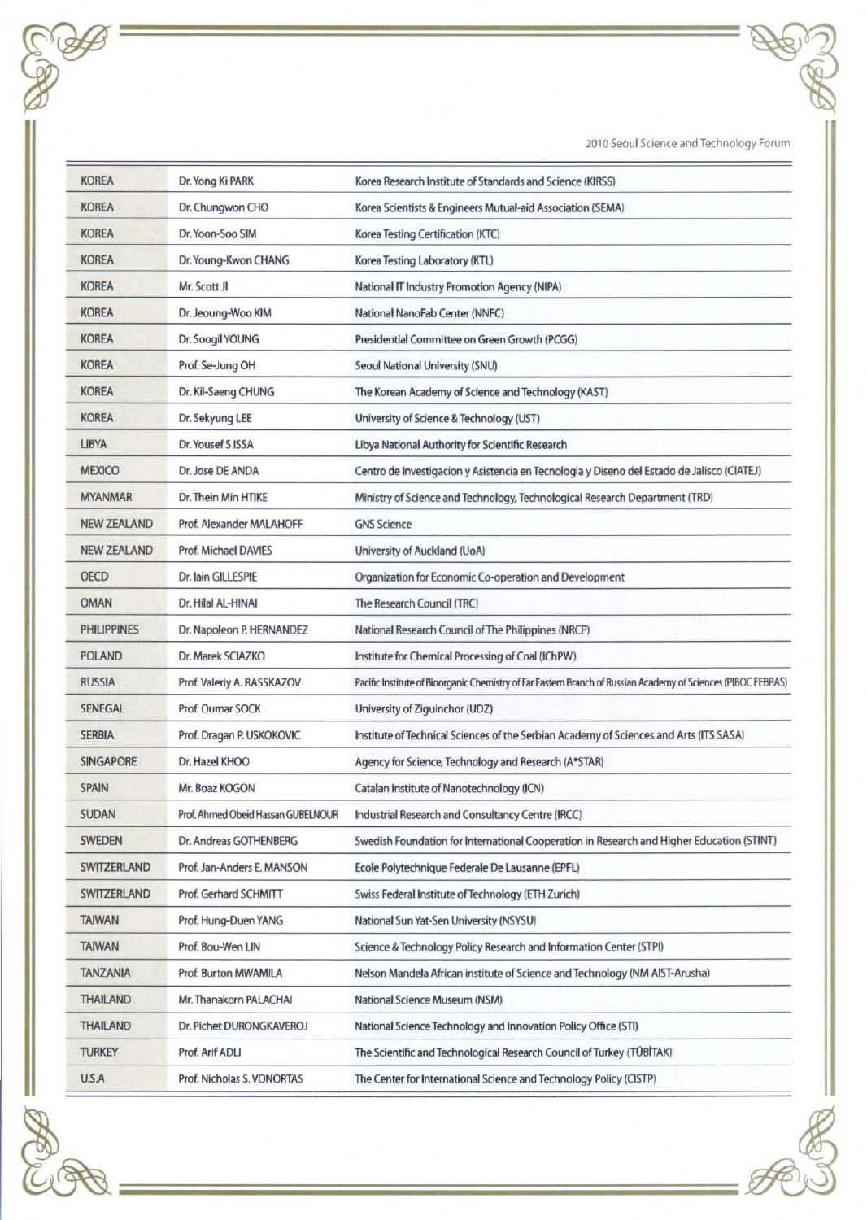| | | |
|---|---|---|
| KOREA | Dr. Yong Ki PARK | Korea Research Institute of Standards and Science (KIRSS) |
| KOREA | Dr. Chungwon CHO | Korea Scientists & Engineers Mutual-aid Association (SEMA) |
| KOREA | Dr. Yoon-Soo SIM | Korea Testing Certification (KTC) |
| KOREA | Dr. Young-Kwon CHANG | Korea Testing Laboratory (KTL) |
| KOREA | Mr. Scott JI | National IT Industry Promotion Agency (NIPA) |
| KOREA | Dr. Jeoung-Woo KIM | National NanoFab Center (NNFC) |
| KOREA | Dr. Soogil YOUNG | Presidential Committee on Green Growth (PCGG) |
| KOREA | Prof. Se-Jung OH | Seoul National University (SNU) |
| KOREA | Dr. Kil-Saeng CHUNG | The Korean Academy of Science and Technology (KAST) |
| KOREA | Dr. Sekyung LEE | University of Science & Technology (UST) |
| LIBYA | Dr. Yousef S ISSA | Libya National Authority for Scientific Research |
| MEXICO | Dr. Jose DE ANDA | Centro de Investigacion y Asistencia en Tecnologia y Diseno del Estado de Jalisco (CIATEJ) |
| MYANMAR | Dr. Thein Min HTIKE | Ministry of Science and Technology, Technological Research Department (TRD) |
| NEW ZEALAND | Prof. Alexander MALAHOFF | GNS Science |
| NEW ZEALAND | Prof. Michael DAVIES | University of Auckland (UoA) |
| OECD | Dr. Iain GILLESPIE | Organization for Economic Co-operation and Development |
| OMAN | Dr. Hilal AL-HINAI | The Research Council (TRC) |
| PHILIPPINES | Dr. Napoleon P. HERNANDEZ | National Research Council of The Philippines (NRCP) |
| POLAND | Dr. Marek SCIAZKO | Institute for Chemical Processing of Coal (IChPW) |
| RUSSIA | Prof. Valeriy A. RASSKAZOV | Pacific Institute of Bioorganic Chemistry of Far Eastern Branch of Russian Academy of Sciences (PIBOC FEBRAS) |
| SENEGAL | Prof. Oumar SOCK | University of Ziguinchor (UDZ) |
| SERBIA | Prof. Dragan P. USKOKOVIC | Institute of Technical Sciences of the Serbian Academy of Sciences and Arts (ITS SASA) |
| SINGAPORE | Dr. Hazel KHOO | Agency for Science, Technology and Research (A*STAR) |
| SPAIN | Mr. Boaz KOGON | Catalan Institute of Nanotechnology (ICN) |
| SUDAN | Prof. Ahmed Obeid Hassan GUBELNOUR | Industrial Research and Consultancy Centre (IRCC) |
| SWEDEN | Dr. Andreas GOTHENBERG | Swedish Foundation for International Cooperation in Research and Higher Education (STINT) |
| SWITZERLAND | Prof. Jan-Anders E. MANSON | Ecole Polytechnique Federale De Lausanne (EPFL) |
| SWITZERLAND | Prof. Gerhard SCHMITT | Swiss Federal Institute of Technology (ETH Zurich) |
| TAIWAN | Prof. Hung-Duen YANG | National Sun Yat-Sen University (NSYSU) |
| TAIWAN | Prof. Bou-Wen LIN | Science & Technology Policy Research and Information Center (STPI) |
| TANZANIA | Prof. Burton MWAMILA | Nelson Mandela African institute of Science and Technology (NM AIST-Arusha) |
| THAILAND | Mr. Thanakorn PALACHAI | National Science Museum (NSM) |
| THAILAND | Dr. Pichet DURONGKAVEROJ | National Science Technology and Innovation Policy Office (STI) |
| TURKEY | Prof. Arif ADLI | The Scientific and Technological Research Council of Turkey (TÜBİTAK) |
| U.S.A | Prof. Nicholas S. VONORTAS | The Center for International Science and Technology Policy (CISTP) |